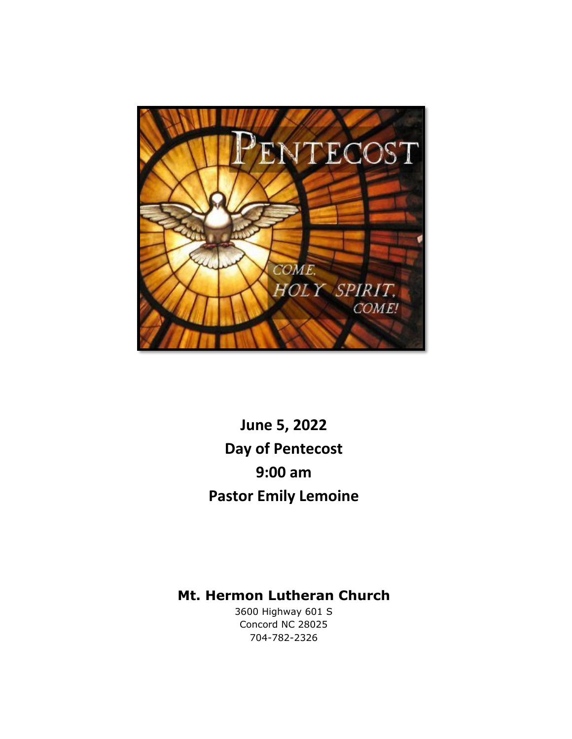**June 5, 2022**

**Day of Pentecost**

**9:00 am**

**Pastor Emily Lemoine**

**Mt. Hermon Lutheran Church**

3600 Highway 601 S
Concord NC 28025
704-782-2326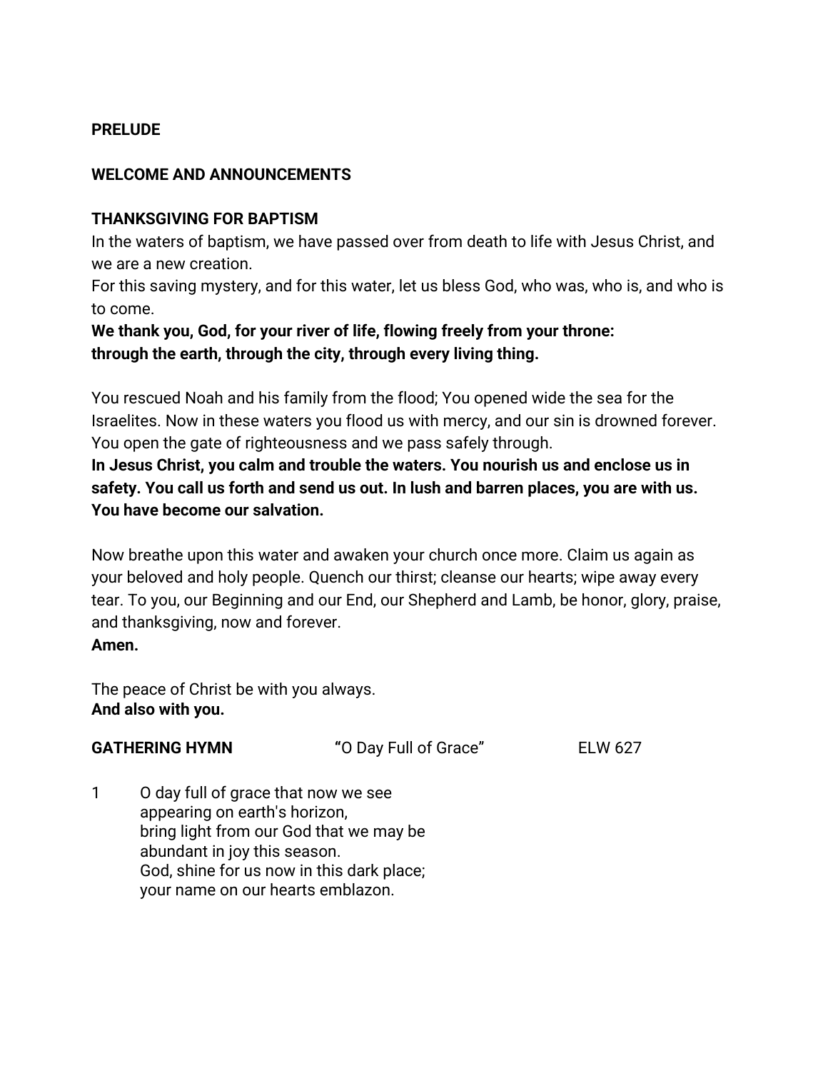**PRELUDE**

**WELCOME AND ANNOUNCEMENTS**

**THANKSGIVING FOR BAPTISM**

In the waters of baptism, we have passed over from death to life with Jesus Christ, and we are a new creation.
For this saving mystery, and for this water, let us bless God, who was, who is, and who is to come.
**We thank you, God, for your river of life, flowing freely from your throne: through the earth, through the city, through every living thing.**

You rescued Noah and his family from the flood; You opened wide the sea for the Israelites. Now in these waters you flood us with mercy, and our sin is drowned forever. You open the gate of righteousness and we pass safely through.
**In Jesus Christ, you calm and trouble the waters. You nourish us and enclose us in safety. You call us forth and send us out. In lush and barren places, you are with us. You have become our salvation.**

Now breathe upon this water and awaken your church once more. Claim us again as your beloved and holy people. Quench our thirst; cleanse our hearts; wipe away every tear. To you, our Beginning and our End, our Shepherd and Lamb, be honor, glory, praise, and thanksgiving, now and forever.
**Amen.**

The peace of Christ be with you always.
**And also with you.**

**GATHERING HYMN** "O Day Full of Grace" ELW 627

1 O day full of grace that now we see
appearing on earth's horizon,
bring light from our God that we may be
abundant in joy this season.
God, shine for us now in this dark place;
your name on our hearts emblazon.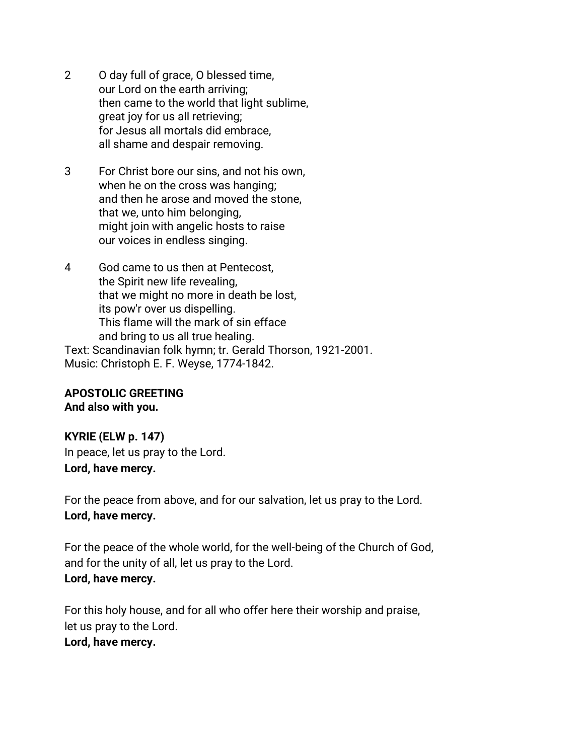2 O day full of grace, O blessed time,
our Lord on the earth arriving;
then came to the world that light sublime,
great joy for us all retrieving;
for Jesus all mortals did embrace,
all shame and despair removing.

3 For Christ bore our sins, and not his own,
when he on the cross was hanging;
and then he arose and moved the stone,
that we, unto him belonging,
might join with angelic hosts to raise
our voices in endless singing.

4 God came to us then at Pentecost,
the Spirit new life revealing,
that we might no more in death be lost,
its pow'r over us dispelling.
This flame will the mark of sin efface
and bring to us all true healing.

Text: Scandinavian folk hymn; tr. Gerald Thorson, 1921-2001.
Music: Christoph E. F. Weyse, 1774-1842.

**APOSTOLIC GREETING**
**And also with you.**

**KYRIE (ELW p. 147)**
In peace, let us pray to the Lord.
**Lord, have mercy.**

For the peace from above, and for our salvation, let us pray to the Lord.
**Lord, have mercy.**

For the peace of the whole world, for the well-being of the Church of God, and for the unity of all, let us pray to the Lord.
**Lord, have mercy.**

For this holy house, and for all who offer here their worship and praise, let us pray to the Lord.
**Lord, have mercy.**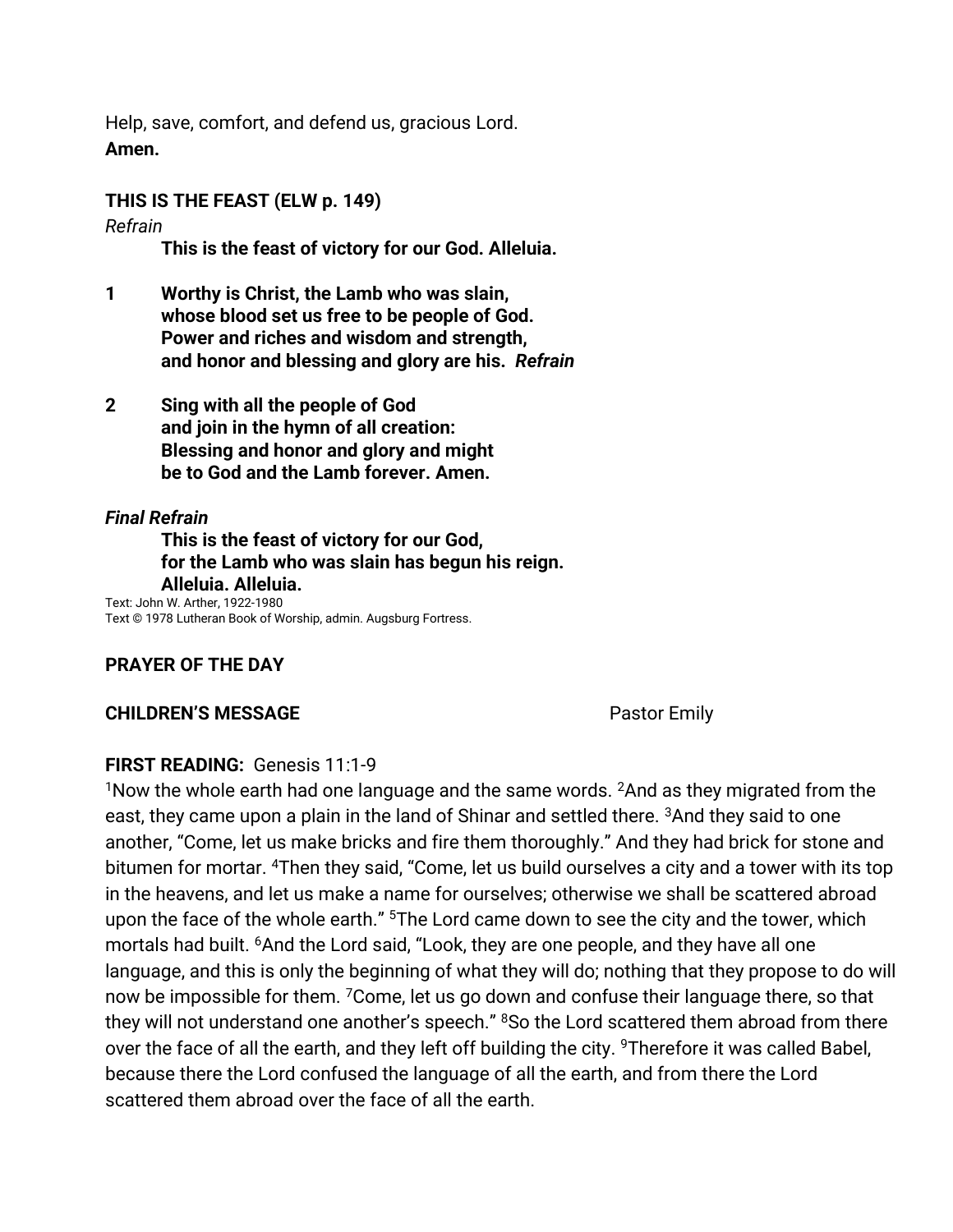Help, save, comfort, and defend us, gracious Lord.
**Amen.**

**THIS IS THE FEAST (ELW p. 149)**

*Refrain*

**This is the feast of victory for our God. Alleluia.**

**1** **Worthy is Christ, the Lamb who was slain,**
**whose blood set us free to be people of God.**
**Power and riches and wisdom and strength,**
**and honor and blessing and glory are his.** ***Refrain***

**2** **Sing with all the people of God**
**and join in the hymn of all creation:**
**Blessing and honor and glory and might**
**be to God and the Lamb forever. Amen.**

***Final Refrain***

**This is the feast of victory for our God,**
**for the Lamb who was slain has begun his reign.**
**Alleluia. Alleluia.**

Text: John W. Arther, 1922-1980
Text © 1978 Lutheran Book of Worship, admin. Augsburg Fortress.

**PRAYER OF THE DAY**

**CHILDREN'S MESSAGE** Pastor Emily

**FIRST READING:** Genesis 11:1-9

[1]Now the whole earth had one language and the same words. [2]And as they migrated from the east, they came upon a plain in the land of Shinar and settled there. [3]And they said to one another, "Come, let us make bricks and fire them thoroughly." And they had brick for stone and bitumen for mortar. [4]Then they said, "Come, let us build ourselves a city and a tower with its top in the heavens, and let us make a name for ourselves; otherwise we shall be scattered abroad upon the face of the whole earth." [5]The Lord came down to see the city and the tower, which mortals had built. [6]And the Lord said, "Look, they are one people, and they have all one language, and this is only the beginning of what they will do; nothing that they propose to do will now be impossible for them. [7]Come, let us go down and confuse their language there, so that they will not understand one another's speech." [8]So the Lord scattered them abroad from there over the face of all the earth, and they left off building the city. [9]Therefore it was called Babel, because there the Lord confused the language of all the earth, and from there the Lord scattered them abroad over the face of all the earth.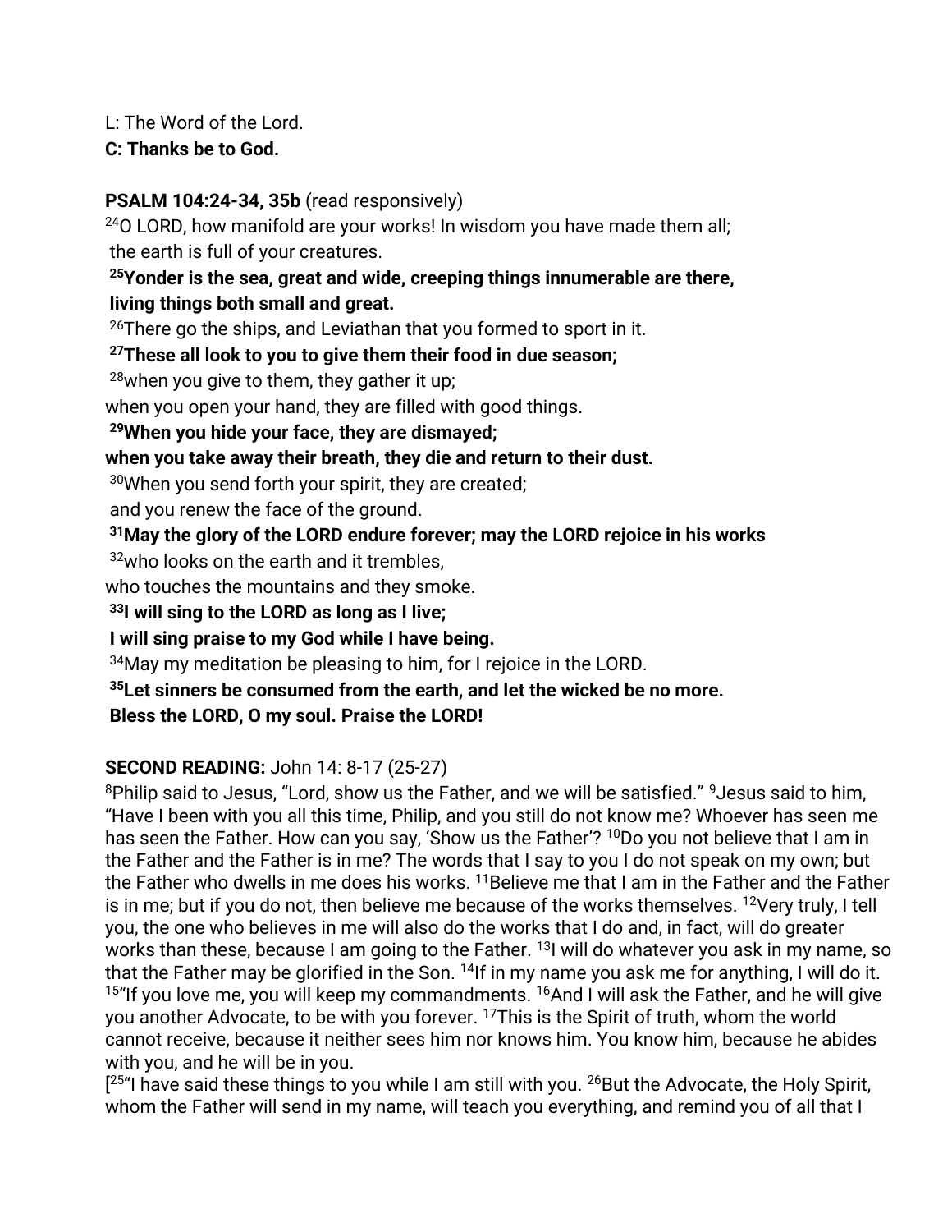L: The Word of the Lord.

**C: Thanks be to God.**

**PSALM 104:24-34, 35b** (read responsively)

[24]O LORD, how manifold are your works! In wisdom you have made them all;
the earth is full of your creatures.

**[25]Yonder is the sea, great and wide, creeping things innumerable are there,**
**living things both small and great.**

[26]There go the ships, and Leviathan that you formed to sport in it.

**[27]These all look to you to give them their food in due season;**

[28]when you give to them, they gather it up;
when you open your hand, they are filled with good things.

**[29]When you hide your face, they are dismayed;**
**when you take away their breath, they die and return to their dust.**

[30]When you send forth your spirit, they are created;
and you renew the face of the ground.

**[31]May the glory of the LORD endure forever; may the LORD rejoice in his works**

[32]who looks on the earth and it trembles,
who touches the mountains and they smoke.

**[33]I will sing to the LORD as long as I live;**
**I will sing praise to my God while I have being.**

[34]May my meditation be pleasing to him, for I rejoice in the LORD.

**[35]Let sinners be consumed from the earth, and let the wicked be no more.**
**Bless the LORD, O my soul. Praise the LORD!**

**SECOND READING:** John 14: 8-17 (25-27)

[8]Philip said to Jesus, "Lord, show us the Father, and we will be satisfied." [9]Jesus said to him, "Have I been with you all this time, Philip, and you still do not know me? Whoever has seen me has seen the Father. How can you say, 'Show us the Father'? [10]Do you not believe that I am in the Father and the Father is in me? The words that I say to you I do not speak on my own; but the Father who dwells in me does his works. [11]Believe me that I am in the Father and the Father is in me; but if you do not, then believe me because of the works themselves. [12]Very truly, I tell you, the one who believes in me will also do the works that I do and, in fact, will do greater works than these, because I am going to the Father. [13]I will do whatever you ask in my name, so that the Father may be glorified in the Son. [14]If in my name you ask me for anything, I will do it. [15]"If you love me, you will keep my commandments. [16]And I will ask the Father, and he will give you another Advocate, to be with you forever. [17]This is the Spirit of truth, whom the world cannot receive, because it neither sees him nor knows him. You know him, because he abides with you, and he will be in you.
[[25]"I have said these things to you while I am still with you. [26]But the Advocate, the Holy Spirit, whom the Father will send in my name, will teach you everything, and remind you of all that I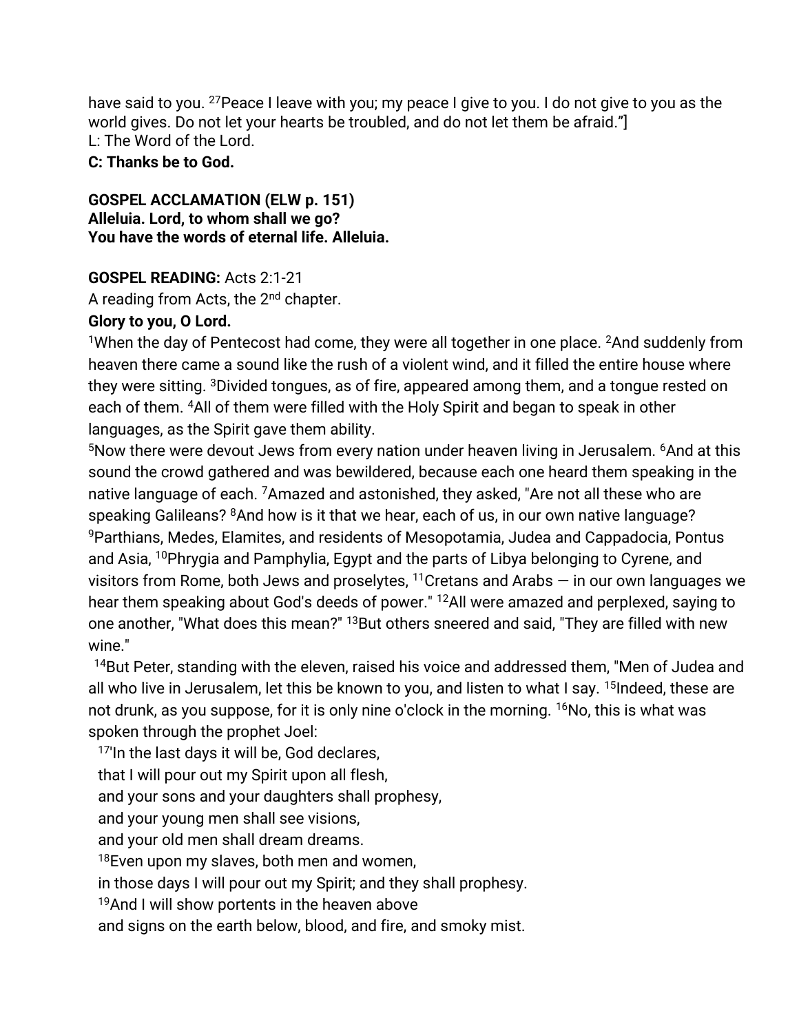have said to you. [27]Peace I leave with you; my peace I give to you. I do not give to you as the world gives. Do not let your hearts be troubled, and do not let them be afraid."]
L: The Word of the Lord.
**C: Thanks be to God.**

**GOSPEL ACCLAMATION (ELW p. 151)**
**Alleluia. Lord, to whom shall we go?**
**You have the words of eternal life. Alleluia.**

**GOSPEL READING:** Acts 2:1-21
A reading from Acts, the 2[nd] chapter.
**Glory to you, O Lord.**
[1]When the day of Pentecost had come, they were all together in one place. [2]And suddenly from heaven there came a sound like the rush of a violent wind, and it filled the entire house where they were sitting. [3]Divided tongues, as of fire, appeared among them, and a tongue rested on each of them. [4]All of them were filled with the Holy Spirit and began to speak in other languages, as the Spirit gave them ability.
[5]Now there were devout Jews from every nation under heaven living in Jerusalem. [6]And at this sound the crowd gathered and was bewildered, because each one heard them speaking in the native language of each. [7]Amazed and astonished, they asked, "Are not all these who are speaking Galileans? [8]And how is it that we hear, each of us, in our own native language? [9]Parthians, Medes, Elamites, and residents of Mesopotamia, Judea and Cappadocia, Pontus and Asia, [10]Phrygia and Pamphylia, Egypt and the parts of Libya belonging to Cyrene, and visitors from Rome, both Jews and proselytes, [11]Cretans and Arabs — in our own languages we hear them speaking about God's deeds of power." [12]All were amazed and perplexed, saying to one another, "What does this mean?" [13]But others sneered and said, "They are filled with new wine."
[14]But Peter, standing with the eleven, raised his voice and addressed them, "Men of Judea and all who live in Jerusalem, let this be known to you, and listen to what I say. [15]Indeed, these are not drunk, as you suppose, for it is only nine o'clock in the morning. [16]No, this is what was spoken through the prophet Joel:
[17]'In the last days it will be, God declares,
that I will pour out my Spirit upon all flesh,
and your sons and your daughters shall prophesy,
and your young men shall see visions,
and your old men shall dream dreams.
[18]Even upon my slaves, both men and women,
in those days I will pour out my Spirit; and they shall prophesy.
[19]And I will show portents in the heaven above
and signs on the earth below, blood, and fire, and smoky mist.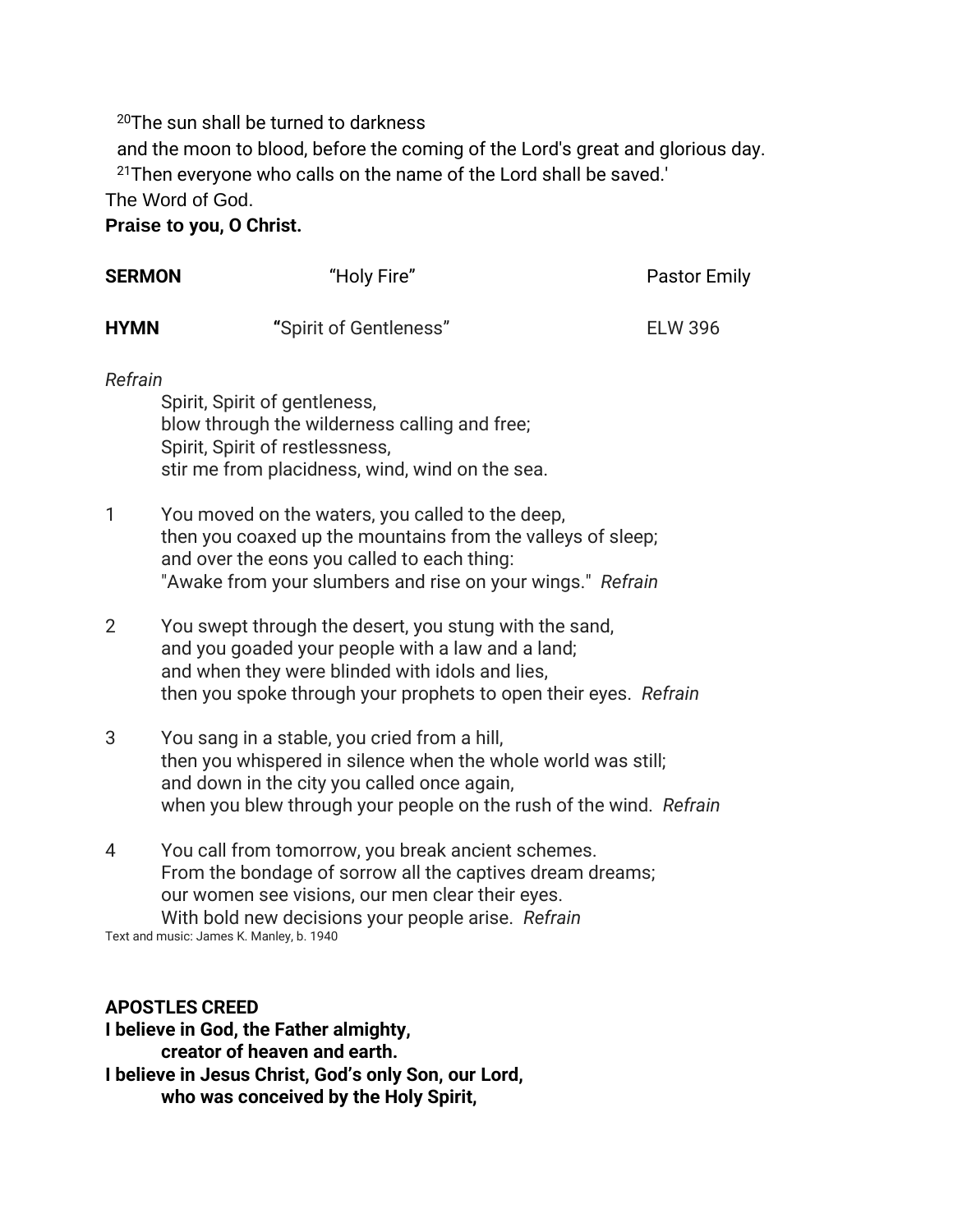[20]The sun shall be turned to darkness
and the moon to blood, before the coming of the Lord's great and glorious day.
[21]Then everyone who calls on the name of the Lord shall be saved.'
The Word of God.
**Praise to you, O Christ.**

**SERMON** "Holy Fire" Pastor Emily

**HYMN** **"**Spirit of Gentleness" ELW 396

*Refrain*
Spirit, Spirit of gentleness,
blow through the wilderness calling and free;
Spirit, Spirit of restlessness,
stir me from placidness, wind, wind on the sea.

1 You moved on the waters, you called to the deep,
then you coaxed up the mountains from the valleys of sleep;
and over the eons you called to each thing:
"Awake from your slumbers and rise on your wings." *Refrain*

2 You swept through the desert, you stung with the sand,
and you goaded your people with a law and a land;
and when they were blinded with idols and lies,
then you spoke through your prophets to open their eyes. *Refrain*

3 You sang in a stable, you cried from a hill,
then you whispered in silence when the whole world was still;
and down in the city you called once again,
when you blew through your people on the rush of the wind. *Refrain*

4 You call from tomorrow, you break ancient schemes.
From the bondage of sorrow all the captives dream dreams;
our women see visions, our men clear their eyes.
With bold new decisions your people arise. *Refrain*

Text and music: James K. Manley, b. 1940

**APOSTLES CREED**
**I believe in God, the Father almighty,**
**creator of heaven and earth.**
**I believe in Jesus Christ, God's only Son, our Lord,**
**who was conceived by the Holy Spirit,**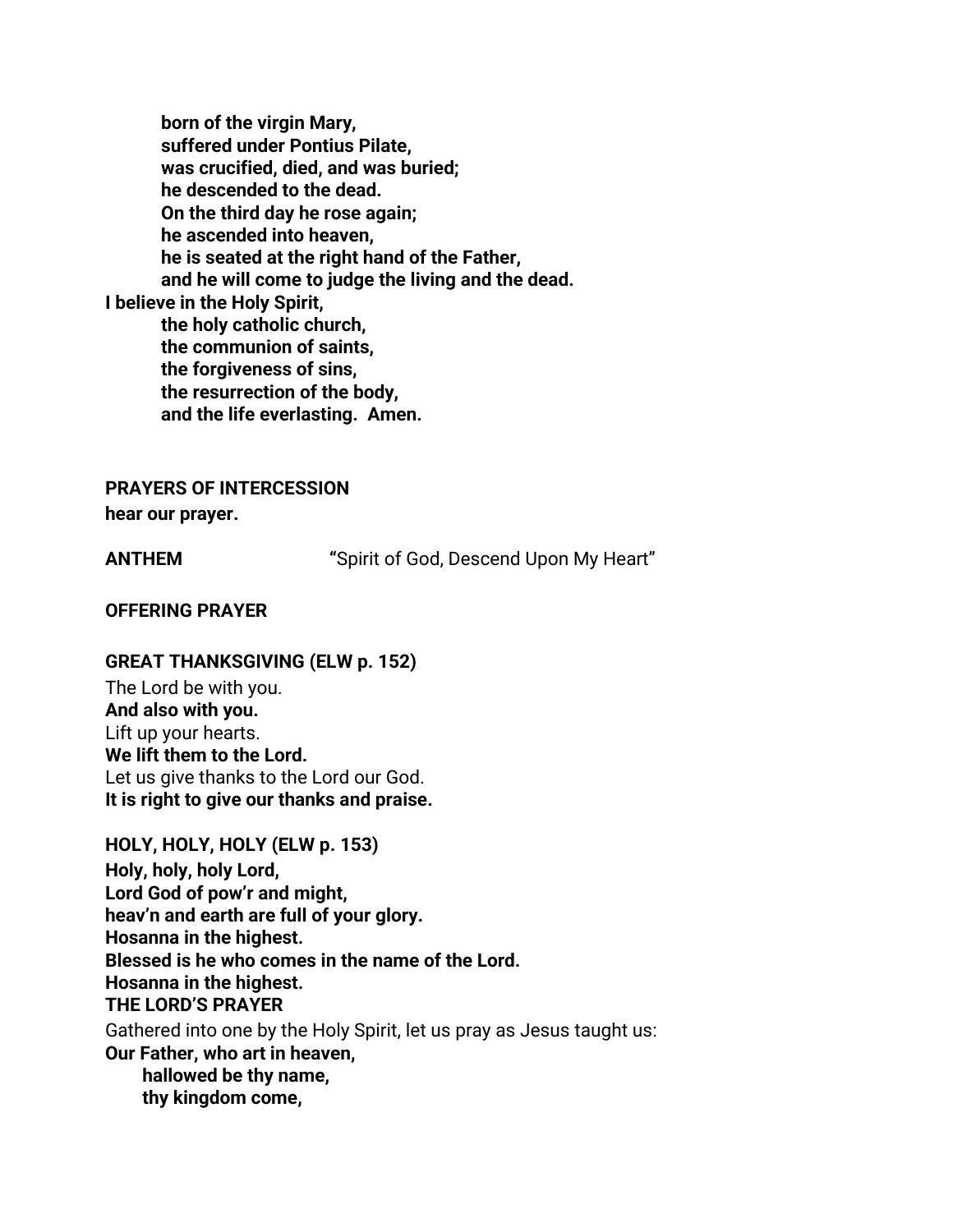**born of the virgin Mary,**
**suffered under Pontius Pilate,**
**was crucified, died, and was buried;**
**he descended to the dead.**
**On the third day he rose again;**
**he ascended into heaven,**
**he is seated at the right hand of the Father,**
**and he will come to judge the living and the dead.**
**I believe in the Holy Spirit,**
**the holy catholic church,**
**the communion of saints,**
**the forgiveness of sins,**
**the resurrection of the body,**
**and the life everlasting. Amen.**

**PRAYERS OF INTERCESSION**

**hear our prayer.**

**ANTHEM** **"**Spirit of God, Descend Upon My Heart"

**OFFERING PRAYER**

**GREAT THANKSGIVING (ELW p. 152)**

The Lord be with you.
**And also with you.**
Lift up your hearts.
**We lift them to the Lord.**
Let us give thanks to the Lord our God.
**It is right to give our thanks and praise.**

**HOLY, HOLY, HOLY (ELW p. 153)**

**Holy, holy, holy Lord,**
**Lord God of pow'r and might,**
**heav'n and earth are full of your glory.**
**Hosanna in the highest.**
**Blessed is he who comes in the name of the Lord.**
**Hosanna in the highest.**

**THE LORD'S PRAYER**

Gathered into one by the Holy Spirit, let us pray as Jesus taught us:
**Our Father, who art in heaven,**
**hallowed be thy name,**
**thy kingdom come,**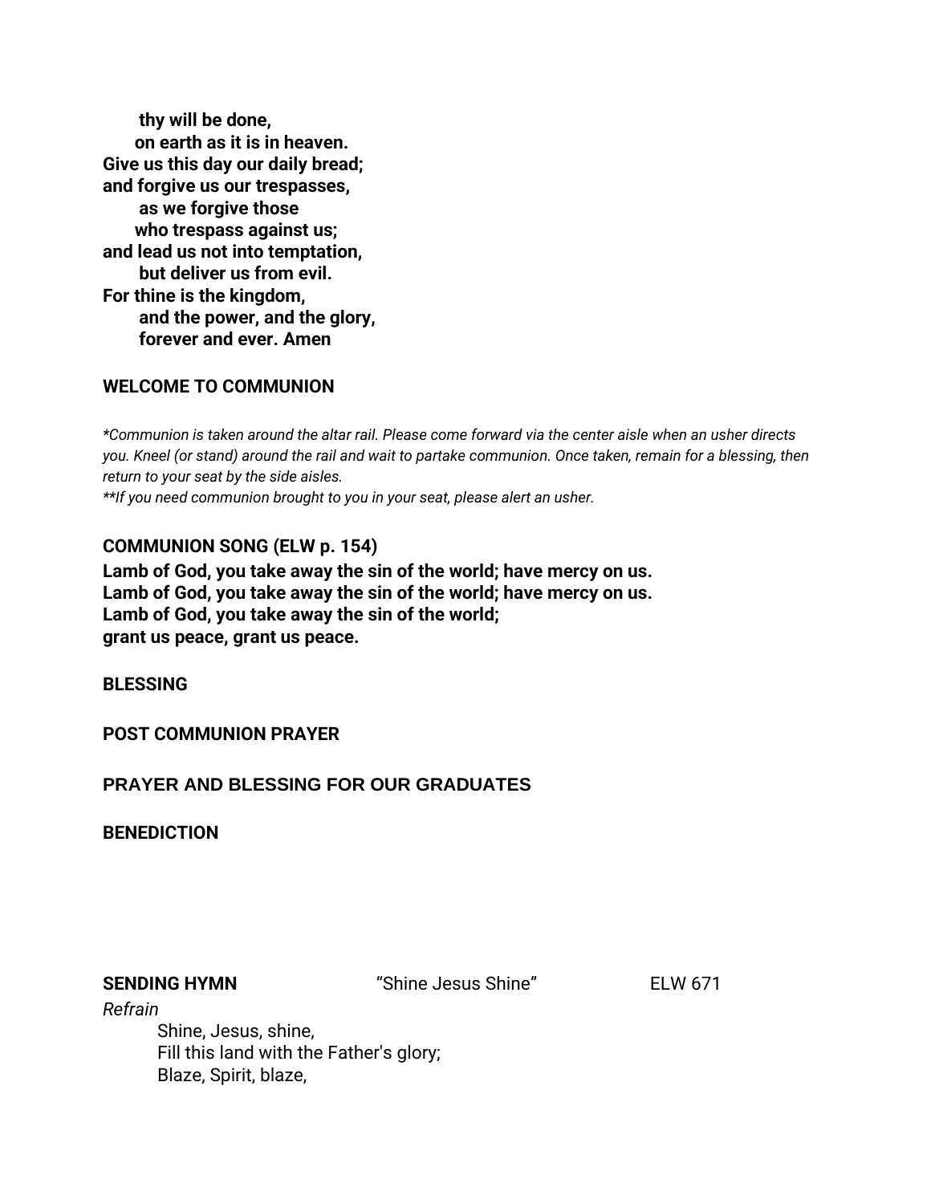**thy will be done,**
**on earth as it is in heaven.**
**Give us this day our daily bread;**
**and forgive us our trespasses,**
**as we forgive those**
**who trespass against us;**
**and lead us not into temptation,**
**but deliver us from evil.**
**For thine is the kingdom,**
**and the power, and the glory,**
**forever and ever. Amen**

**WELCOME TO COMMUNION**

*\*Communion is taken around the altar rail. Please come forward via the center aisle when an usher directs you. Kneel (or stand) around the rail and wait to partake communion. Once taken, remain for a blessing, then return to your seat by the side aisles.*
*\*\*If you need communion brought to you in your seat, please alert an usher.*

**COMMUNION SONG (ELW p. 154)**
**Lamb of God, you take away the sin of the world; have mercy on us.**
**Lamb of God, you take away the sin of the world; have mercy on us.**
**Lamb of God, you take away the sin of the world;**
**grant us peace, grant us peace.**

**BLESSING**

**POST COMMUNION PRAYER**

**PRAYER AND BLESSING FOR OUR GRADUATES**

**BENEDICTION**

**SENDING HYMN** "Shine Jesus Shine" ELW 671

*Refrain*

Shine, Jesus, shine,
Fill this land with the Father's glory;
Blaze, Spirit, blaze,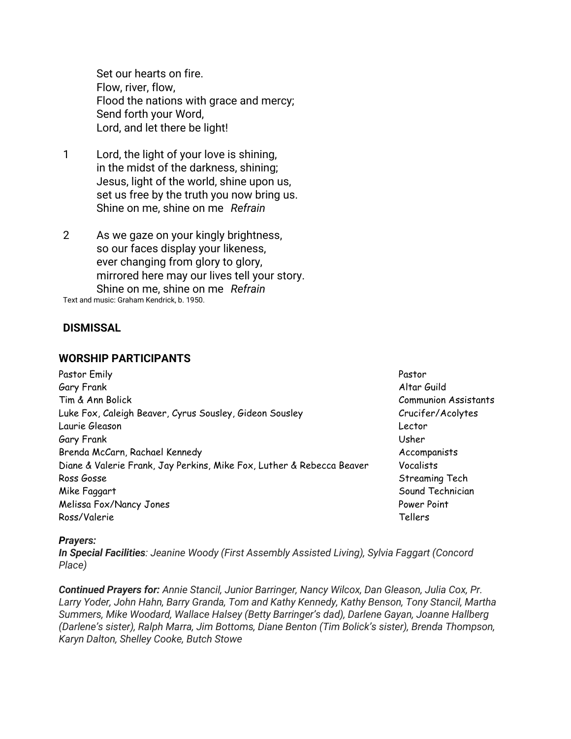Set our hearts on fire.  
Flow, river, flow,  
Flood the nations with grace and mercy;  
Send forth your Word,  
Lord, and let there be light!

1 Lord, the light of your love is shining,  
in the midst of the darkness, shining;  
Jesus, light of the world, shine upon us,  
set us free by the truth you now bring us.  
Shine on me, shine on me *Refrain*

2 As we gaze on your kingly brightness,  
so our faces display your likeness,  
ever changing from glory to glory,  
mirrored here may our lives tell your story.  
Shine on me, shine on me *Refrain*

Text and music: Graham Kendrick, b. 1950.

## DISMISSAL

## WORSHIP PARTICIPANTS

| | |
|---|---|
| Pastor Emily | Pastor |
| Gary Frank | Altar Guild |
| Tim & Ann Bolick | Communion Assistants |
| Luke Fox, Caleigh Beaver, Cyrus Sousley, Gideon Sousley | Crucifer/Acolytes |
| Laurie Gleason | Lector |
| Gary Frank | Usher |
| Brenda McCarn, Rachael Kennedy | Accompanists |
| Diane & Valerie Frank, Jay Perkins, Mike Fox, Luther & Rebecca Beaver | Vocalists |
| Ross Gosse | Streaming Tech |
| Mike Faggart | Sound Technician |
| Melissa Fox/Nancy Jones | Power Point |
| Ross/Valerie | Tellers |

***Prayers:***  
***In Special Facilities****: Jeanine Woody (First Assembly Assisted Living), Sylvia Faggart (Concord Place)*

***Continued Prayers for:*** *Annie Stancil, Junior Barringer, Nancy Wilcox, Dan Gleason, Julia Cox, Pr. Larry Yoder, John Hahn, Barry Granda, Tom and Kathy Kennedy, Kathy Benson, Tony Stancil, Martha Summers, Mike Woodard, Wallace Halsey (Betty Barringer's dad), Darlene Gayan, Joanne Hallberg (Darlene's sister), Ralph Marra, Jim Bottoms, Diane Benton (Tim Bolick's sister), Brenda Thompson, Karyn Dalton, Shelley Cooke, Butch Stowe*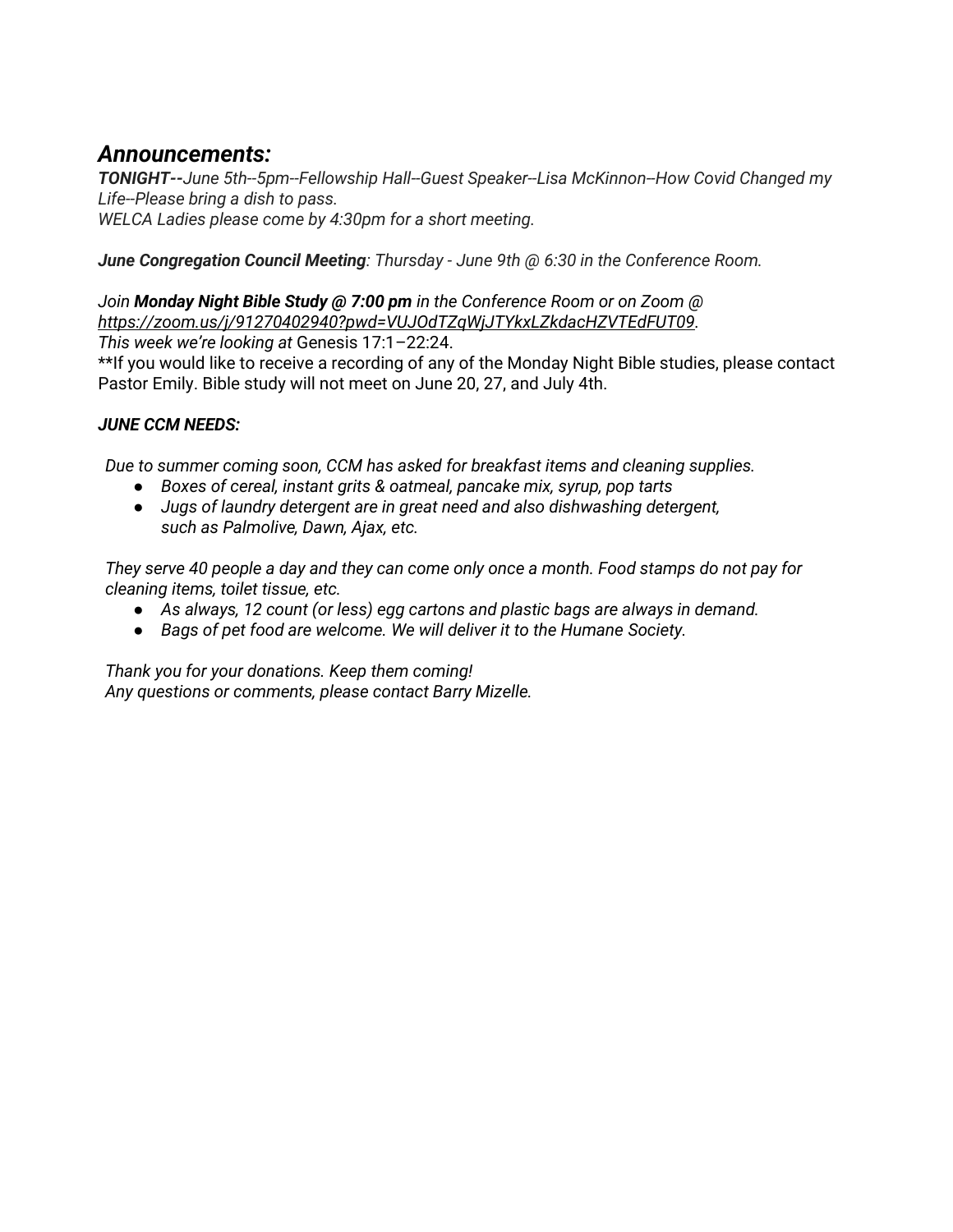## *Announcements:*

***TONIGHT--****June 5th--5pm--Fellowship Hall--Guest Speaker--Lisa McKinnon--How Covid Changed my Life--Please bring a dish to pass.*
*WELCA Ladies please come by 4:30pm for a short meeting.*

***June Congregation Council Meeting****: Thursday - June 9th @ 6:30 in the Conference Room.*

*Join* ***Monday Night Bible Study @ 7:00 pm*** *in the Conference Room or on Zoom @* *https://zoom.us/j/91270402940?pwd=VUJOdTZqWjJTYkxLZkdacHZVTEdFUT09*.
*This week we're looking at* Genesis 17:1–22:24.
**If you would like to receive a recording of any of the Monday Night Bible studies, please contact Pastor Emily. Bible study will not meet on June 20, 27, and July 4th.

***JUNE CCM NEEDS:***

*Due to summer coming soon, CCM has asked for breakfast items and cleaning supplies.*

- *Boxes of cereal, instant grits & oatmeal, pancake mix, syrup, pop tarts*
- *Jugs of laundry detergent are in great need and also dishwashing detergent, such as Palmolive, Dawn, Ajax, etc.*

*They serve 40 people a day and they can come only once a month. Food stamps do not pay for cleaning items, toilet tissue, etc.*

- *As always, 12 count (or less) egg cartons and plastic bags are always in demand.*
- *Bags of pet food are welcome. We will deliver it to the Humane Society.*

*Thank you for your donations. Keep them coming!*
*Any questions or comments, please contact Barry Mizelle.*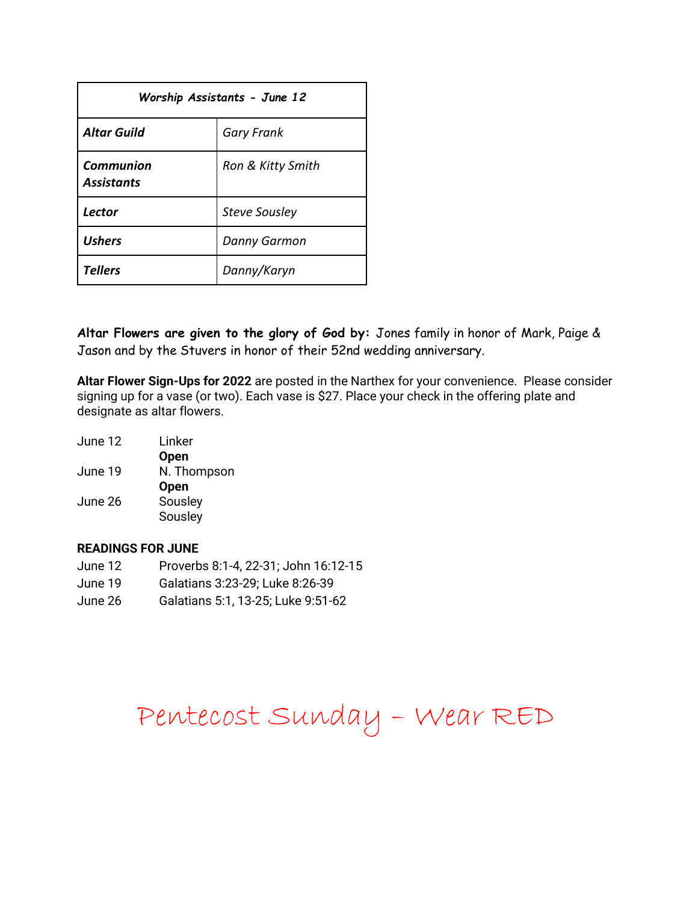| *Worship Assistants - June 12* | |
|---|---|
| ***Altar Guild*** | *Gary Frank* |
| ***Communion Assistants*** | *Ron & Kitty Smith* |
| ***Lector*** | *Steve Sousley* |
| ***Ushers*** | *Danny Garmon* |
| ***Tellers*** | *Danny/Karyn* |

**Altar Flowers are given to the glory of God by:** Jones family in honor of Mark, Paige & Jason and by the Stuvers in honor of their 52nd wedding anniversary.

**Altar Flower Sign-Ups for 2022** are posted in the Narthex for your convenience. Please consider signing up for a vase (or two). Each vase is $27. Place your check in the offering plate and designate as altar flowers.

| | |
|---|---|
| June 12 | Linker |
| | **Open** |
| June 19 | N. Thompson |
| | **Open** |
| June 26 | Sousley |
| | Sousley |

**READINGS FOR JUNE**

| | |
|---|---|
| June 12 | Proverbs 8:1-4, 22-31; John 16:12-15 |
| June 19 | Galatians 3:23-29; Luke 8:26-39 |
| June 26 | Galatians 5:1, 13-25; Luke 9:51-62 |

Pentecost Sunday – Wear RED